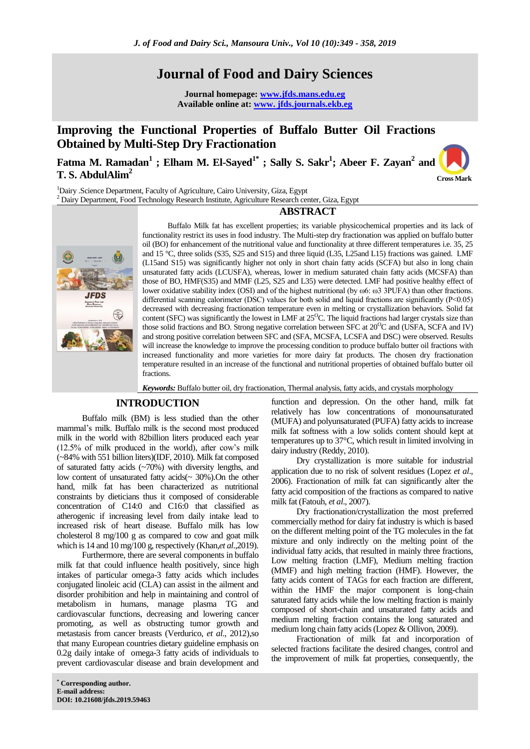# Journal of Food and Dairy Sciences

**Journal homepage: www.jfds.mans.edu.eg**
**Available online at: www. jfds.journals.ekb.eg**

## Improving the Functional Properties of Buffalo Butter Oil Fractions Obtained by Multi-Step Dry Fractionation

**Fatma M. Ramadan[1] ; Elham M. El-Sayed[1*] ; Sally S. Sakr[1]; Abeer F. Zayan[2] and T. S. AbdulAlim[2]**

[1]Dairy .Science Department, Faculty of Agriculture, Cairo University, Giza, Egypt
[2] Dairy Department, Food Technology Research Institute, Agriculture Research center, Giza, Egypt

## ABSTRACT

Buffalo Milk fat has excellent properties; its variable physicochemical properties and its lack of functionality restrict its uses in food industry. The Multi-step dry fractionation was applied on buffalo butter oil (BO) for enhancement of the nutritional value and functionality at three different temperatures i.e. 35, 25 and 15 °C, three solids (S35, S25 and S15) and three liquid (L35, L25and L15) fractions was gained. LMF (L15and S15) was significantly higher not only in short chain fatty acids (SCFA) but also in long chain unsaturated fatty acids (LCUSFA), whereas, lower in medium saturated chain fatty acids (MCSFA) than those of BO, HMF(S35) and MMF (L25, S25 and L35) were detected. LMF had positive healthy effect of lower oxidative stability index (OSI) and of the highest nutritional (by ω6: ω3 3PUFA) than other fractions. differential scanning calorimeter (DSC) values for both solid and liquid fractions are significantly ($P<0.05$) decreased with decreasing fractionation temperature even in melting or crystallization behaviors. Solid fat content (SFC) was significantly the lowest in LMF at 25$^{O}$C. The liquid fractions had larger crystals size than those solid fractions and BO. Strong negative correlation between SFC at 20$^{O}$C and (USFA, SCFA and IV) and strong positive correlation between SFC and (SFA, MCSFA, LCSFA and DSC) were observed. Results will increase the knowledge to improve the processing condition to produce buffalo butter oil fractions with increased functionality and more varieties for more dairy fat products. The chosen dry fractionation temperature resulted in an increase of the functional and nutritional properties of obtained buffalo butter oil fractions.

***Keywords:*** Buffalo butter oil, dry fractionation, Thermal analysis, fatty acids, and crystals morphology

## INTRODUCTION

Buffalo milk (BM) is less studied than the other mammal's milk. Buffalo milk is the second most produced milk in the world with 82billion liters produced each year (12.5% of milk produced in the world), after cow's milk (~84% with 551 billion liters)(IDF, 2010). Milk fat composed of saturated fatty acids (~70%) with diversity lengths, and low content of unsaturated fatty acids(~ 30%).On the other hand, milk fat has been characterized as nutritional constraints by dieticians thus it composed of considerable concentration of C14:0 and C16:0 that classified as atherogenic if increasing level from daily intake lead to increased risk of heart disease. Buffalo milk has low cholesterol 8 mg/100 g as compared to cow and goat milk which is 14 and 10 mg/100 g, respectively (Khan,*et al*.,2019).

Furthermore, there are several components in buffalo milk fat that could influence health positively, since high intakes of particular omega-3 fatty acids which includes conjugated linoleic acid (CLA) can assist in the ailment and disorder prohibition and help in maintaining and control of metabolism in humans, manage plasma TG and cardiovascular functions, decreasing and lowering cancer promoting, as well as obstructing tumor growth and metastasis from cancer breasts (Verdurico, *et al*., 2012),so that many European countries dietary guideline emphasis on 0.2g daily intake of omega-3 fatty acids of individuals to prevent cardiovascular disease and brain development and function and depression. On the other hand, milk fat relatively has low concentrations of monounsaturated (MUFA) and polyunsaturated (PUFA) fatty acids to increase milk fat softness with a low solids content should kept at temperatures up to 37°C, which result in limited involving in dairy industry (Reddy, 2010).

Dry crystallization is more suitable for industrial application due to no risk of solvent residues (Lopez *et al*., 2006). Fractionation of milk fat can significantly alter the fatty acid composition of the fractions as compared to native milk fat (Fatouh, *et al*., 2007).

Dry fractionation/crystallization the most preferred commercially method for dairy fat industry is which is based on the different melting point of the TG molecules in the fat mixture and only indirectly on the melting point of the individual fatty acids, that resulted in mainly three fractions, Low melting fraction (LMF), Medium melting fraction (MMF) and high melting fraction (HMF). However, the fatty acids content of TAGs for each fraction are different, within the HMF the major component is long-chain saturated fatty acids while the low melting fraction is mainly composed of short-chain and unsaturated fatty acids and medium melting fraction contains the long saturated and medium long chain fatty acids (Lopez & Ollivon, 2009).

Fractionation of milk fat and incorporation of selected fractions facilitate the desired changes, control and the improvement of milk fat properties, consequently, the

**\* Corresponding author.**
**E-mail address:**
**DOI: 10.21608/jfds.2019.59463**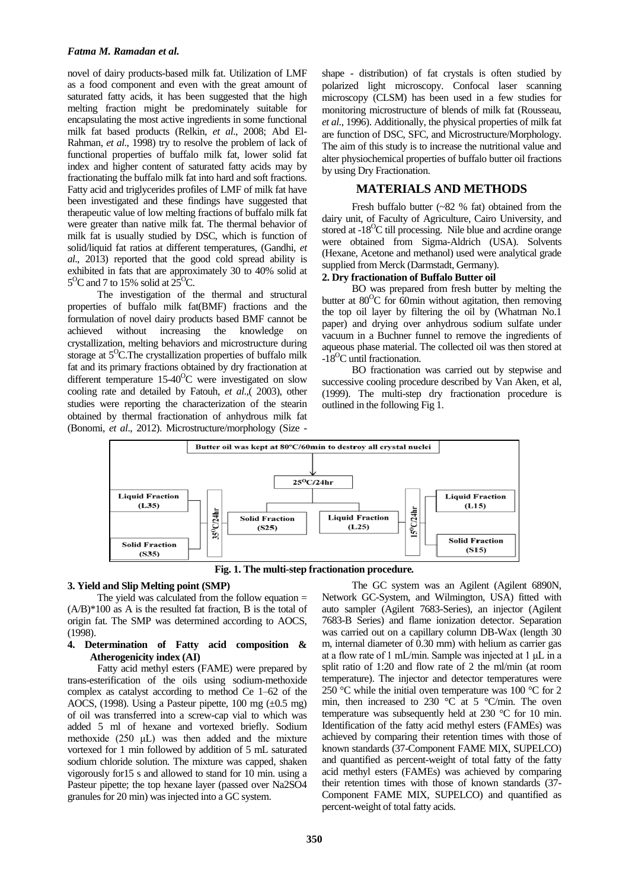novel of dairy products-based milk fat. Utilization of LMF as a food component and even with the great amount of saturated fatty acids, it has been suggested that the high melting fraction might be predominately suitable for encapsulating the most active ingredients in some functional milk fat based products (Relkin, *et al*., 2008; Abd El-Rahman, *et al*., 1998) try to resolve the problem of lack of functional properties of buffalo milk fat, lower solid fat index and higher content of saturated fatty acids may by fractionating the buffalo milk fat into hard and soft fractions. Fatty acid and triglycerides profiles of LMF of milk fat have been investigated and these findings have suggested that therapeutic value of low melting fractions of buffalo milk fat were greater than native milk fat. The thermal behavior of milk fat is usually studied by DSC, which is function of solid/liquid fat ratios at different temperatures, (Gandhi, *et al*., 2013) reported that the good cold spread ability is exhibited in fats that are approximately 30 to 40% solid at $5^{O}$C and 7 to 15% solid at $25^{O}$C.

The investigation of the thermal and structural properties of buffalo milk fat(BMF) fractions and the formulation of novel dairy products based BMF cannot be achieved without increasing the knowledge on crystallization, melting behaviors and microstructure during storage at $5^{O}$C.The crystallization properties of buffalo milk fat and its primary fractions obtained by dry fractionation at different temperature 15-$40^{O}$C were investigated on slow cooling rate and detailed by Fatouh, *et al*.,( 2003), other studies were reporting the characterization of the stearin obtained by thermal fractionation of anhydrous milk fat (Bonomi, *et al*., 2012). Microstructure/morphology (Size - shape - distribution) of fat crystals is often studied by polarized light microscopy. Confocal laser scanning microscopy (CLSM) has been used in a few studies for monitoring microstructure of blends of milk fat (Rousseau, *et al*., 1996). Additionally, the physical properties of milk fat are function of DSC, SFC, and Microstructure/Morphology. The aim of this study is to increase the nutritional value and alter physiochemical properties of buffalo butter oil fractions by using Dry Fractionation.

## MATERIALS AND METHODS

Fresh buffalo butter (~82 % fat) obtained from the dairy unit, of Faculty of Agriculture, Cairo University, and stored at -$18^{O}$C till processing. Nile blue and acrdine orange were obtained from Sigma-Aldrich (USA). Solvents (Hexane, Acetone and methanol) used were analytical grade supplied from Merck (Darmstadt, Germany).

**2. Dry fractionation of Buffalo Butter oil**

BO was prepared from fresh butter by melting the butter at $80^{O}$C for 60min without agitation, then removing the top oil layer by filtering the oil by (Whatman No.1 paper) and drying over anhydrous sodium sulfate under vacuum in a Buchner funnel to remove the ingredients of aqueous phase material. The collected oil was then stored at -$18^{O}$C until fractionation.

BO fractionation was carried out by stepwise and successive cooling procedure described by Van Aken, et al, (1999). The multi-step dry fractionation procedure is outlined in the following Fig 1.

**Butter oil was kept at 80ºC/60min to destroy all crystal nuclei**

**$25^{O}$C/24hr**

- **$35^{O}$C/24hr** (applied to Solid Fraction S25): **Liquid Fraction (L35)**; **Solid Fraction (S35)**
- **Solid Fraction (S25)**
- **Liquid Fraction (L25)**
- **$15^{O}$C/24hr** (applied to Liquid Fraction L25): **Liquid Fraction (L15)**; **Solid Fraction (S15)**

**Fig. 1. The multi-step fractionation procedure.**

**3. Yield and Slip Melting point (SMP)**

The yield was calculated from the follow equation = (A/B)*100 as A is the resulted fat fraction, B is the total of origin fat. The SMP was determined according to AOCS, (1998).

**4. Determination of Fatty acid composition & Atherogenicity index (AI)**

Fatty acid methyl esters (FAME) were prepared by trans-esterification of the oils using sodium-methoxide complex as catalyst according to method Ce 1–62 of the AOCS, (1998). Using a Pasteur pipette, 100 mg (±0.5 mg) of oil was transferred into a screw-cap vial to which was added 5 ml of hexane and vortexed briefly. Sodium methoxide (250 μL) was then added and the mixture vortexed for 1 min followed by addition of 5 mL saturated sodium chloride solution. The mixture was capped, shaken vigorously for15 s and allowed to stand for 10 min. using a Pasteur pipette; the top hexane layer (passed over $Na_2SO_4$ granules for 20 min) was injected into a GC system.

The GC system was an Agilent (Agilent 6890N, Network GC-System, and Wilmington, USA) fitted with auto sampler (Agilent 7683-Series), an injector (Agilent 7683-B Series) and flame ionization detector. Separation was carried out on a capillary column DB-Wax (length 30 m, internal diameter of 0.30 mm) with helium as carrier gas at a flow rate of 1 mL/min. Sample was injected at 1 μL in a split ratio of 1:20 and flow rate of 2 the ml/min (at room temperature). The injector and detector temperatures were 250 °C while the initial oven temperature was 100 °C for 2 min, then increased to 230 °C at 5 °C/min. The oven temperature was subsequently held at 230 °C for 10 min. Identification of the fatty acid methyl esters (FAMEs) was achieved by comparing their retention times with those of known standards (37-Component FAME MIX, SUPELCO) and quantified as percent-weight of total fatty of the fatty acid methyl esters (FAMEs) was achieved by comparing their retention times with those of known standards (37-Component FAME MIX, SUPELCO) and quantified as percent-weight of total fatty acids.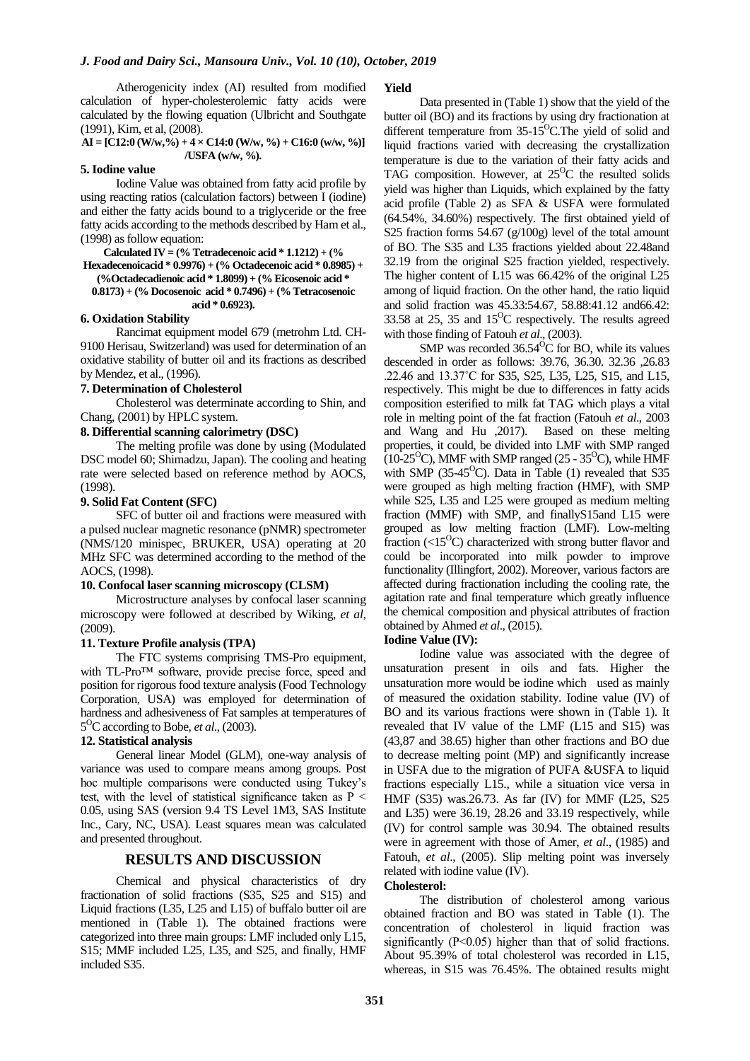Atherogenicity index (AI) resulted from modified calculation of hyper-cholesterolemic fatty acids were calculated by the flowing equation (Ulbricht and Southgate (1991), Kim, et al, (2008).

**AI = [C12:0 (W/w,%) + 4 × C14:0 (W/w, %) + C16:0 (w/w, %)] /USFA (w/w, %).**

### 5. Iodine value

Iodine Value was obtained from fatty acid profile by using reacting ratios (calculation factors) between I (iodine) and either the fatty acids bound to a triglyceride or the free fatty acids according to the methods described by Ham et al., (1998) as follow equation:

**Calculated IV = (% Tetradecenoic acid * 1.1212) + (% Hexadecenoicacid * 0.9976) + (% Octadecenoic acid * 0.8985) + (%Octadecadienoic acid * 1.8099) + (% Eicosenoic acid * 0.8173) + (% Docosenoic acid * 0.7496) + (% Tetracosenoic acid * 0.6923).**

### 6. Oxidation Stability

Rancimat equipment model 679 (metrohm Ltd. CH-9100 Herisau, Switzerland) was used for determination of an oxidative stability of butter oil and its fractions as described by Mendez, et al., (1996).

### 7. Determination of Cholesterol

Cholesterol was determinate according to Shin, and Chang, (2001) by HPLC system.

### 8. Differential scanning calorimetry (DSC)

The melting profile was done by using (Modulated DSC model 60; Shimadzu, Japan). The cooling and heating rate were selected based on reference method by AOCS, (1998).

### 9. Solid Fat Content (SFC)

SFC of butter oil and fractions were measured with a pulsed nuclear magnetic resonance (pNMR) spectrometer (NMS/120 minispec, BRUKER, USA) operating at 20 MHz SFC was determined according to the method of the AOCS, (1998).

### 10. Confocal laser scanning microscopy (CLSM)

Microstructure analyses by confocal laser scanning microscopy were followed at described by Wiking, *et al*, (2009).

### 11. Texture Profile analysis (TPA)

The FTC systems comprising TMS-Pro equipment, with TL-Pro™ software, provide precise force, speed and position for rigorous food texture analysis (Food Technology Corporation, USA) was employed for determination of hardness and adhesiveness of Fat samples at temperatures of 5°C according to Bobe, *et al*., (2003).

### 12. Statistical analysis

General linear Model (GLM), one-way analysis of variance was used to compare means among groups. Post hoc multiple comparisons were conducted using Tukey's test, with the level of statistical significance taken as $P < 0.05$, using SAS (version 9.4 TS Level 1M3, SAS Institute Inc., Cary, NC, USA). Least squares mean was calculated and presented throughout.

## RESULTS AND DISCUSSION

Chemical and physical characteristics of dry fractionation of solid fractions (S35, S25 and S15) and Liquid fractions (L35, L25 and L15) of buffalo butter oil are mentioned in (Table 1). The obtained fractions were categorized into three main groups: LMF included only L15, S15; MMF included L25, L35, and S25, and finally, HMF included S35.

**Yield**

Data presented in (Table 1) show that the yield of the butter oil (BO) and its fractions by using dry fractionation at different temperature from 35-15°C.The yield of solid and liquid fractions varied with decreasing the crystallization temperature is due to the variation of their fatty acids and TAG composition. However, at 25°C the resulted solids yield was higher than Liquids, which explained by the fatty acid profile (Table 2) as SFA & USFA were formulated (64.54%, 34.60%) respectively. The first obtained yield of S25 fraction forms 54.67 (g/100g) level of the total amount of BO. The S35 and L35 fractions yielded about 22.48and 32.19 from the original S25 fraction yielded, respectively. The higher content of L15 was 66.42% of the original L25 among of liquid fraction. On the other hand, the ratio liquid and solid fraction was 45.33:54.67, 58.88:41.12 and66.42: 33.58 at 25, 35 and 15°C respectively. The results agreed with those finding of Fatouh *et al*., (2003).

SMP was recorded 36.54°C for BO, while its values descended in order as follows: 39.76, 36.30. 32.36 ,26.83 .22.46 and 13.37°C for S35, S25, L35, L25, S15, and L15, respectively. This might be due to differences in fatty acids composition esterified to milk fat TAG which plays a vital role in melting point of the fat fraction (Fatouh *et al*., 2003 and Wang and Hu ,2017). Based on these melting properties, it could, be divided into LMF with SMP ranged (10-25°C), MMF with SMP ranged (25 - 35°C), while HMF with SMP (35-45°C). Data in Table (1) revealed that S35 were grouped as high melting fraction (HMF), with SMP while S25, L35 and L25 were grouped as medium melting fraction (MMF) with SMP, and finallyS15and L15 were grouped as low melting fraction (LMF). Low-melting fraction (<15°C) characterized with strong butter flavor and could be incorporated into milk powder to improve functionality (Illingfort, 2002). Moreover, various factors are affected during fractionation including the cooling rate, the agitation rate and final temperature which greatly influence the chemical composition and physical attributes of fraction obtained by Ahmed *et al*., (2015).

**Iodine Value (IV):**

Iodine value was associated with the degree of unsaturation present in oils and fats. Higher the unsaturation more would be iodine which used as mainly of measured the oxidation stability. Iodine value (IV) of BO and its various fractions were shown in (Table 1). It revealed that IV value of the LMF (L15 and S15) was (43,87 and 38.65) higher than other fractions and BO due to decrease melting point (MP) and significantly increase in USFA due to the migration of PUFA &USFA to liquid fractions especially L15., while a situation vice versa in HMF (S35) was 26.73. As far (IV) for MMF (L25, S25 and L35) were 36.19, 28.26 and 33.19 respectively, while (IV) for control sample was 30.94. The obtained results were in agreement with those of Amer, *et al*., (1985) and Fatouh, *et al*., (2005). Slip melting point was inversely related with iodine value (IV).

**Cholesterol:**

The distribution of cholesterol among various obtained fraction and BO was stated in Table (1). The concentration of cholesterol in liquid fraction was significantly ($P<0.05$) higher than that of solid fractions. About 95.39% of total cholesterol was recorded in L15, whereas, in S15 was 76.45%. The obtained results might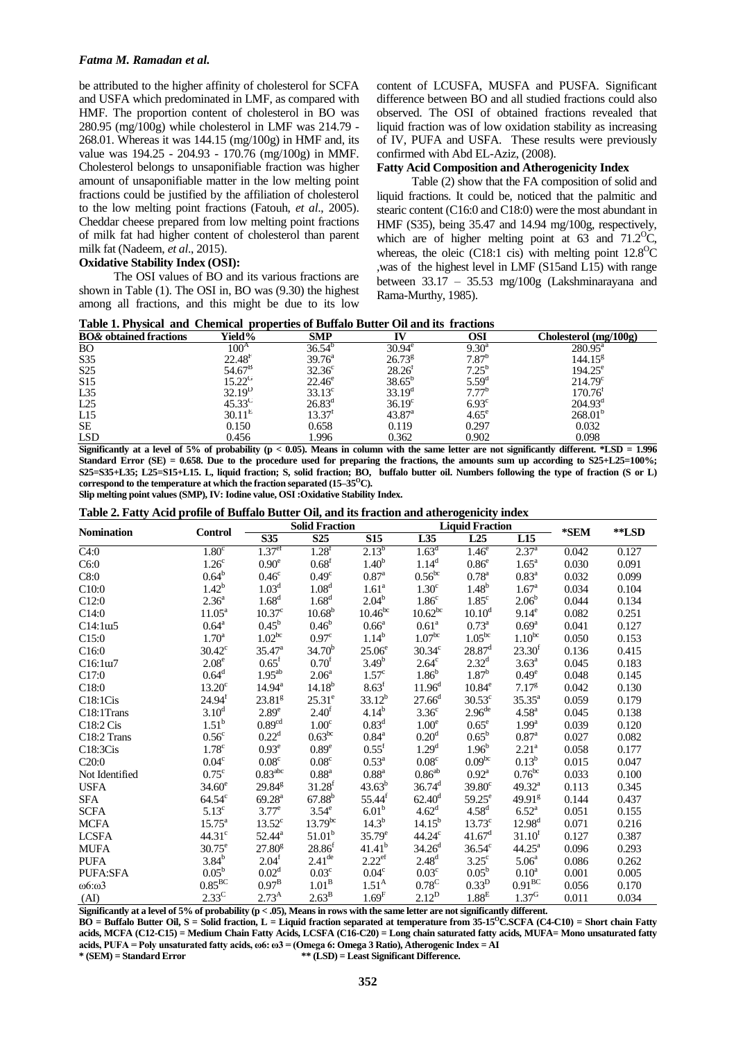be attributed to the higher affinity of cholesterol for SCFA and USFA which predominated in LMF, as compared with HMF. The proportion content of cholesterol in BO was 280.95 (mg/100g) while cholesterol in LMF was 214.79 - 268.01. Whereas it was 144.15 (mg/100g) in HMF and, its value was 194.25 - 204.93 - 170.76 (mg/100g) in MMF. Cholesterol belongs to unsaponifiable fraction was higher amount of unsaponifiable matter in the low melting point fractions could be justified by the affiliation of cholesterol to the low melting point fractions (Fatouh, *et al*., 2005). Cheddar cheese prepared from low melting point fractions of milk fat had higher content of cholesterol than parent milk fat (Nadeem, *et al*., 2015).

**Oxidative Stability Index (OSI):**

The OSI values of BO and its various fractions are shown in Table (1). The OSI in, BO was (9.30) the highest among all fractions, and this might be due to its low content of LCUSFA, MUSFA and PUSFA. Significant difference between BO and all studied fractions could also observed. The OSI of obtained fractions revealed that liquid fraction was of low oxidation stability as increasing of IV, PUFA and USFA. These results were previously confirmed with Abd EL-Aziz, (2008).

**Fatty Acid Composition and Atherogenicity Index**

Table (2) show that the FA composition of solid and liquid fractions. It could be, noticed that the palmitic and stearic content (C16:0 and C18:0) were the most abundant in HMF (S35), being 35.47 and 14.94 mg/100g, respectively, which are of higher melting point at 63 and 71.2°C, whereas, the oleic (C18:1 cis) with melting point 12.8°C ,was of the highest level in LMF (S15and L15) with range between 33.17 – 35.53 mg/100g (Lakshminarayana and Rama-Murthy, 1985).

**Table 1. Physical and Chemical properties of Buffalo Butter Oil and its fractions**

| BO& obtained fractions | Yield% | SMP | IV | OSI | Cholesterol (mg/100g) |
|---|---|---|---|---|---|
| BO | 100[A] | 36.54[b] | 30.94[e] | 9.30[a] | 280.95[a] |
| S35 | 22.48[F] | 39.76[a] | 26.73[g] | 7.87[b] | 144.15[g] |
| S25 | 54.67[B] | 32.36[c] | 28.26[f] | 7.25[b] | 194.25[e] |
| S15 | 15.22[G] | 22.46[e] | 38.65[b] | 5.59[d] | 214.79[c] |
| L35 | 32.19[D] | 33.13[c] | 33.19[d] | 7.77[b] | 170.76[f] |
| L25 | 45.33[C] | 26.83[d] | 36.19[c] | 6.93[c] | 204.93[d] |
| L15 | 30.11[E] | 13.37[f] | 43.87[a] | 4.65[e] | 268.01[b] |
| SE | 0.150 | 0.658 | 0.119 | 0.297 | 0.032 |
| LSD | 0.456 | 1.996 | 0.362 | 0.902 | 0.098 |

**Significantly at a level of 5% of probability ($p < 0.05$). Means in column with the same letter are not significantly different. *LSD = 1.996 Standard Error (SE) = 0.658. Due to the procedure used for preparing the fractions, the amounts sum up according to S25+L25=100%; S25=S35+L35; L25=S15+L15. L, liquid fraction; S, solid fraction; BO, buffalo butter oil. Numbers following the type of fraction (S or L) correspond to the temperature at which the fraction separated (15–35°C).**

**Slip melting point values (SMP), IV: Iodine value, OSI :Oxidative Stability Index.**

**Table 2. Fatty Acid profile of Buffalo Butter Oil, and its fraction and atherogenicity index**

| Nomination | Control | Solid Fraction | | | Liquid Fraction | | | *SEM | **LSD |
|---|---|---|---|---|---|---|---|---|---|
| | | S35 | S25 | S15 | L35 | L25 | L15 | | |
| C4:0 | 1.80[c] | 1.37[ef] | 1.28[f] | 2.13[b] | 1.63[d] | 1.46[e] | 2.37[a] | 0.042 | 0.127 |
| C6:0 | 1.26[c] | 0.90[e] | 0.68[f] | 1.40[b] | 1.14[d] | 0.86[e] | 1.65[a] | 0.030 | 0.091 |
| C8:0 | 0.64[b] | 0.46[c] | 0.49[c] | 0.87[a] | 0.56[bc] | 0.78[a] | 0.83[a] | 0.032 | 0.099 |
| C10:0 | 1.42[b] | 1.03[d] | 1.08[d] | 1.61[a] | 1.30[c] | 1.48[b] | 1.67[a] | 0.034 | 0.104 |
| C12:0 | 2.36[a] | 1.68[d] | 1.68[d] | 2.04[b] | 1.86[c] | 1.85[c] | 2.06[b] | 0.044 | 0.134 |
| C14:0 | 11.05[a] | 10.37[c] | 10.68[b] | 10.46[bc] | 10.62[bc] | 10.10[d] | 9.14[e] | 0.082 | 0.251 |
| C14:1ω5 | 0.64[a] | 0.45[b] | 0.46[b] | 0.66[a] | 0.61[a] | 0.73[a] | 0.69[a] | 0.041 | 0.127 |
| C15:0 | 1.70[a] | 1.02[bc] | 0.97[c] | 1.14[b] | 1.07[bc] | 1.05[bc] | 1.10[bc] | 0.050 | 0.153 |
| C16:0 | 30.42[c] | 35.47[a] | 34.70[b] | 25.06[e] | 30.34[c] | 28.87[d] | 23.30[f] | 0.136 | 0.415 |
| C16:1ω7 | 2.08[e] | 0.65[f] | 0.70[f] | 3.49[b] | 2.64[c] | 2.32[d] | 3.63[a] | 0.045 | 0.183 |
| C17:0 | 0.64[d] | 1.95[ab] | 2.06[a] | 1.57[c] | 1.86[b] | 1.87[b] | 0.49[e] | 0.048 | 0.145 |
| C18:0 | 13.20[c] | 14.94[a] | 14.18[b] | 8.63[f] | 11.96[d] | 10.84[e] | 7.17[g] | 0.042 | 0.130 |
| C18:1Cis | 24.94[f] | 23.81[g] | 25.31[e] | 33.12[b] | 27.66[d] | 30.53[c] | 35.35[a] | 0.059 | 0.179 |
| C18:1Trans | 3.10[d] | 2.89[e] | 2.40[f] | 4.14[b] | 3.36[c] | 2.96[de] | 4.58[a] | 0.045 | 0.138 |
| C18:2 Cis | 1.51[b] | 0.89[cd] | 1.00[c] | 0.83[d] | 1.00[e] | 0.65[e] | 1.99[a] | 0.039 | 0.120 |
| C18:2 Trans | 0.56[c] | 0.22[d] | 0.63[bc] | 0.84[a] | 0.20[d] | 0.65[b] | 0.87[a] | 0.027 | 0.082 |
| C18:3Cis | 1.78[c] | 0.93[e] | 0.89[e] | 0.55[f] | 1.29[d] | 1.96[b] | 2.21[a] | 0.058 | 0.177 |
| C20:0 | 0.04[c] | 0.08[c] | 0.08[c] | 0.53[a] | 0.08[c] | 0.09[bc] | 0.13[b] | 0.015 | 0.047 |
| Not Identified | 0.75[c] | 0.83[abc] | 0.88[a] | 0.88[a] | 0.86[ab] | 0.92[a] | 0.76[bc] | 0.033 | 0.100 |
| USFA | 34.60[e] | 29.84[g] | 31.28[f] | 43.63[b] | 36.74[d] | 39.80[c] | 49.32[a] | 0.113 | 0.345 |
| SFA | 64.54[c] | 69.28[a] | 67.88[b] | 55.44[f] | 62.40[d] | 59.25[e] | 49.91[g] | 0.144 | 0.437 |
| SCFA | 5.13[c] | 3.77[e] | 3.54[e] | 6.01[b] | 4.62[d] | 4.58[d] | 6.52[a] | 0.051 | 0.155 |
| MCFA | 15.75[a] | 13.52[c] | 13.79[bc] | 14.3[b] | 14.15[b] | 13.73[c] | 12.98[d] | 0.071 | 0.216 |
| LCSFA | 44.31[c] | 52.44[a] | 51.01[b] | 35.79[e] | 44.24[c] | 41.67[d] | 31.10[f] | 0.127 | 0.387 |
| MUFA | 30.75[e] | 27.80[g] | 28.86[f] | 41.41[b] | 34.26[d] | 36.54[c] | 44.25[a] | 0.096 | 0.293 |
| PUFA | 3.84[b] | 2.04[f] | 2.41[de] | 2.22[ef] | 2.48[d] | 3.25[c] | 5.06[a] | 0.086 | 0.262 |
| PUFA:SFA | 0.05[b] | 0.02[d] | 0.03[c] | 0.04[c] | 0.03[c] | 0.05[b] | 0.10[a] | 0.001 | 0.005 |
| ω6:ω3 | 0.85[BC] | 0.97[B] | 1.01[B] | 1.51[A] | 0.78[C] | 0.33[D] | 0.91[BC] | 0.056 | 0.170 |
| (AI) | 2.33[C] | 2.73[A] | 2.63[B] | 1.69[F] | 2.12[D] | 1.88[E] | 1.37[G] | 0.011 | 0.034 |

**Significantly at a level of 5% of probability ($p < .05$), Means in rows with the same letter are not significantly different.**

**BO = Buffalo Butter Oil, S = Solid fraction, L = Liquid fraction separated at temperature from 35-15°C.SCFA (C4-C10) = Short chain Fatty acids, MCFA (C12-C15) = Medium Chain Fatty Acids, LCSFA (C16-C20) = Long chain saturated fatty acids, MUFA= Mono unsaturated fatty acids, PUFA = Poly unsaturated fatty acids, ω6: ω3 = (Omega 6: Omega 3 Ratio), Atherogenic Index = AI**

**\* (SEM) = Standard Error ** (LSD) = Least Significant Difference.**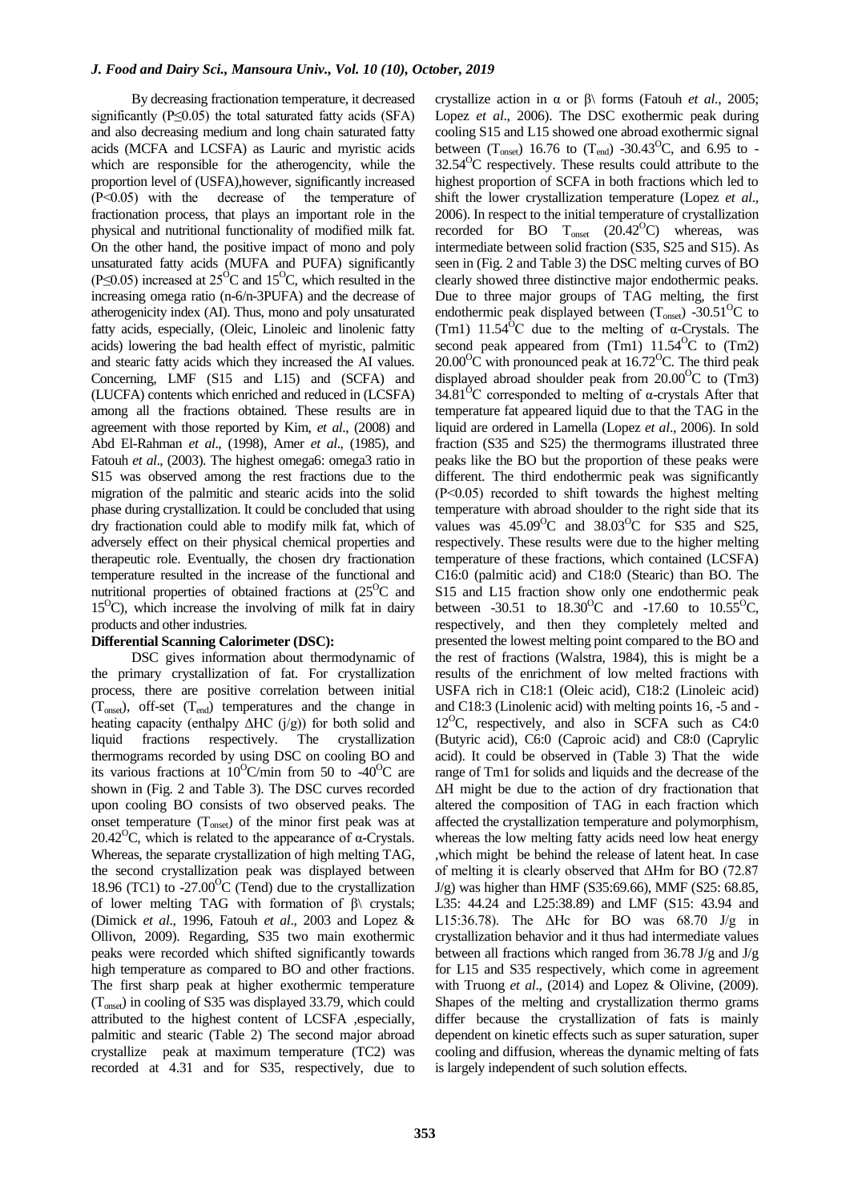By decreasing fractionation temperature, it decreased significantly ($P \leq 0.05$) the total saturated fatty acids (SFA) and also decreasing medium and long chain saturated fatty acids (MCFA and LCSFA) as Lauric and myristic acids which are responsible for the atherogencity, while the proportion level of (USFA),however, significantly increased ($P<0.05$) with the decrease of the temperature of fractionation process, that plays an important role in the physical and nutritional functionality of modified milk fat. On the other hand, the positive impact of mono and poly unsaturated fatty acids (MUFA and PUFA) significantly ($P \leq 0.05$) increased at $25^{O}C$ and $15^{O}C$, which resulted in the increasing omega ratio (n-6/n-3PUFA) and the decrease of atherogenicity index (AI). Thus, mono and poly unsaturated fatty acids, especially, (Oleic, Linoleic and linolenic fatty acids) lowering the bad health effect of myristic, palmitic and stearic fatty acids which they increased the AI values. Concerning, LMF (S15 and L15) and (SCFA) and (LUCFA) contents which enriched and reduced in (LCSFA) among all the fractions obtained. These results are in agreement with those reported by Kim, *et al*., (2008) and Abd El-Rahman *et al*., (1998), Amer *et al*., (1985), and Fatouh *et al*., (2003). The highest omega6: omega3 ratio in S15 was observed among the rest fractions due to the migration of the palmitic and stearic acids into the solid phase during crystallization. It could be concluded that using dry fractionation could able to modify milk fat, which of adversely effect on their physical chemical properties and therapeutic role. Eventually, the chosen dry fractionation temperature resulted in the increase of the functional and nutritional properties of obtained fractions at ($25^{O}C$ and $15^{O}C$), which increase the involving of milk fat in dairy products and other industries.

**Differential Scanning Calorimeter (DSC):**

DSC gives information about thermodynamic of the primary crystallization of fat. For crystallization process, there are positive correlation between initial ($T_{onset}$), off-set ($T_{end}$) temperatures and the change in heating capacity (enthalpy $\Delta HC$ (j/g)) for both solid and liquid fractions respectively. The crystallization thermograms recorded by using DSC on cooling BO and its various fractions at $10^{O}C$/min from 50 to $-40^{O}C$ are shown in (Fig. 2 and Table 3). The DSC curves recorded upon cooling BO consists of two observed peaks. The onset temperature ($T_{onset}$) of the minor first peak was at $20.42^{O}C$, which is related to the appearance of α-Crystals. Whereas, the separate crystallization of high melting TAG, the second crystallization peak was displayed between 18.96 (TC1) to $-27.00^{O}C$ (Tend) due to the crystallization of lower melting TAG with formation of β\ crystals; (Dimick *et al*., 1996, Fatouh *et al*., 2003 and Lopez & Ollivon, 2009). Regarding, S35 two main exothermic peaks were recorded which shifted significantly towards high temperature as compared to BO and other fractions. The first sharp peak at higher exothermic temperature ($T_{onset}$) in cooling of S35 was displayed 33.79, which could attributed to the highest content of LCSFA ,especially, palmitic and stearic (Table 2) The second major abroad crystallize peak at maximum temperature (TC2) was recorded at 4.31 and for S35, respectively, due to crystallize action in α or β\ forms (Fatouh *et al*., 2005; Lopez *et al*., 2006). The DSC exothermic peak during cooling S15 and L15 showed one abroad exothermic signal between ($T_{onset}$) 16.76 to ($T_{end}$) $-30.43^{O}C$, and 6.95 to $-32.54^{O}C$ respectively. These results could attribute to the highest proportion of SCFA in both fractions which led to shift the lower crystallization temperature (Lopez *et al*., 2006). In respect to the initial temperature of crystallization recorded for BO $T_{onset}$ ($20.42^{O}C$) whereas, was intermediate between solid fraction (S35, S25 and S15). As seen in (Fig. 2 and Table 3) the DSC melting curves of BO clearly showed three distinctive major endothermic peaks. Due to three major groups of TAG melting, the first endothermic peak displayed between ($T_{onset}$) $-30.51^{O}C$ to (Tm1) $11.54^{O}C$ due to the melting of α-Crystals. The second peak appeared from (Tm1) $11.54^{O}C$ to (Tm2) $20.00^{O}C$ with pronounced peak at $16.72^{O}C$. The third peak displayed abroad shoulder peak from $20.00^{O}C$ to (Tm3) $34.81^{O}C$ corresponded to melting of α-crystals After that temperature fat appeared liquid due to that the TAG in the liquid are ordered in Lamella (Lopez *et al*., 2006). In sold fraction (S35 and S25) the thermograms illustrated three peaks like the BO but the proportion of these peaks were different. The third endothermic peak was significantly ($P<0.05$) recorded to shift towards the highest melting temperature with abroad shoulder to the right side that its values was $45.09^{O}C$ and $38.03^{O}C$ for S35 and S25, respectively. These results were due to the higher melting temperature of these fractions, which contained (LCSFA) C16:0 (palmitic acid) and C18:0 (Stearic) than BO. The S15 and L15 fraction show only one endothermic peak between -30.51 to $18.30^{O}C$ and -17.60 to $10.55^{O}C$, respectively, and then they completely melted and presented the lowest melting point compared to the BO and the rest of fractions (Walstra, 1984), this is might be a results of the enrichment of low melted fractions with USFA rich in C18:1 (Oleic acid), C18:2 (Linoleic acid) and C18:3 (Linolenic acid) with melting points 16, -5 and $-12^{O}C$, respectively, and also in SCFA such as C4:0 (Butyric acid), C6:0 (Caproic acid) and C8:0 (Caprylic acid). It could be observed in (Table 3) That the wide range of Tm1 for solids and liquids and the decrease of the ΔH might be due to the action of dry fractionation that altered the composition of TAG in each fraction which affected the crystallization temperature and polymorphism, whereas the low melting fatty acids need low heat energy ,which might be behind the release of latent heat. In case of melting it is clearly observed that ΔHm for BO (72.87 J/g) was higher than HMF (S35:69.66), MMF (S25: 68.85, L35: 44.24 and L25:38.89) and LMF (S15: 43.94 and L15:36.78). The ΔHc for BO was 68.70 J/g in crystallization behavior and it thus had intermediate values between all fractions which ranged from 36.78 J/g and J/g for L15 and S35 respectively, which come in agreement with Truong *et al*., (2014) and Lopez & Olivine, (2009). Shapes of the melting and crystallization thermo grams differ because the crystallization of fats is mainly dependent on kinetic effects such as super saturation, super cooling and diffusion, whereas the dynamic melting of fats is largely independent of such solution effects.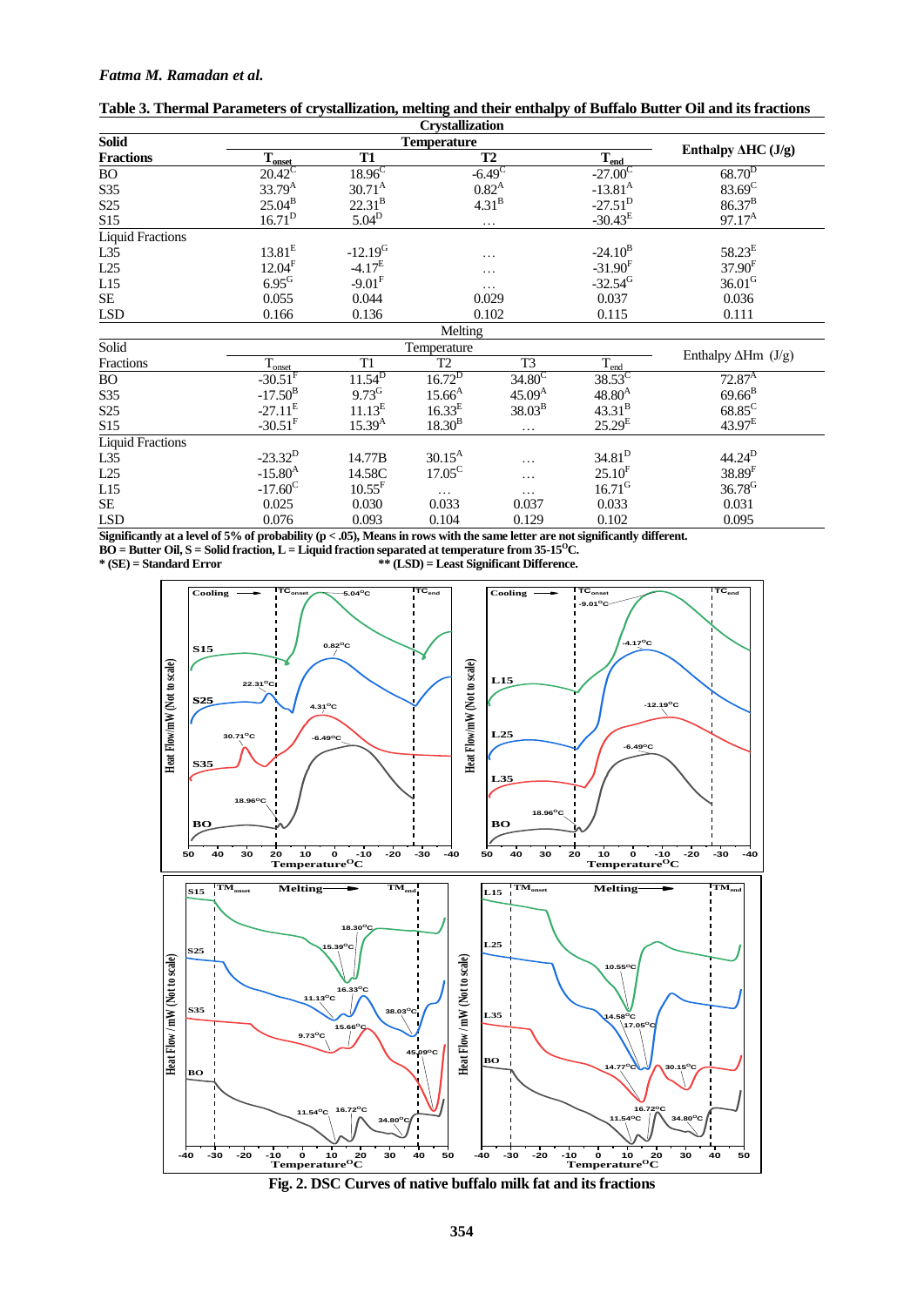**Table 3. Thermal Parameters of crystallization, melting and their enthalpy of Buffalo Butter Oil and its fractions**

| Crystallization | | | | | | |
|---|---|---|---|---|---|---|
| **Solid** | **Temperature** | | | | | **Enthalpy ΔHC (J/g)** |
| **Fractions** | **$T_{onset}$** | **T1** | **T2** | | **$T_{end}$** | |
| BO | $20.42^{C}$ | $18.96^{C}$ | $-6.49^{C}$ | | $-27.00^{C}$ | $68.70^{D}$ |
| S35 | $33.79^{A}$ | $30.71^{A}$ | $0.82^{A}$ | | $-13.81^{A}$ | $83.69^{C}$ |
| S25 | $25.04^{B}$ | $22.31^{B}$ | $4.31^{B}$ | | $-27.51^{D}$ | $86.37^{B}$ |
| S15 | $16.71^{D}$ | $5.04^{D}$ | … | | $-30.43^{E}$ | $97.17^{A}$ |
| Liquid Fractions | | | | | | |
| L35 | $13.81^{E}$ | $-12.19^{G}$ | … | | $-24.10^{B}$ | $58.23^{E}$ |
| L25 | $12.04^{F}$ | $-4.17^{E}$ | … | | $-31.90^{F}$ | $37.90^{F}$ |
| L15 | $6.95^{G}$ | $-9.01^{F}$ | … | | $-32.54^{G}$ | $36.01^{G}$ |
| SE | 0.055 | 0.044 | 0.029 | | 0.037 | 0.036 |
| LSD | 0.166 | 0.136 | 0.102 | | 0.115 | 0.111 |
| **Melting** | | | | | | |
| Solid | Temperature | | | | | Enthalpy ΔHm (J/g) |
| Fractions | $T_{onset}$ | T1 | T2 | T3 | $T_{end}$ | |
| BO | $-30.51^{F}$ | $11.54^{D}$ | $16.72^{D}$ | $34.80^{C}$ | $38.53^{C}$ | $72.87^{A}$ |
| S35 | $-17.50^{B}$ | $9.73^{G}$ | $15.66^{A}$ | $45.09^{A}$ | $48.80^{A}$ | $69.66^{B}$ |
| S25 | $-27.11^{E}$ | $11.13^{E}$ | $16.33^{E}$ | $38.03^{B}$ | $43.31^{B}$ | $68.85^{C}$ |
| S15 | $-30.51^{F}$ | $15.39^{A}$ | $18.30^{B}$ | … | $25.29^{E}$ | $43.97^{E}$ |
| Liquid Fractions | | | | | | |
| L35 | $-23.32^{D}$ | 14.77B | $30.15^{A}$ | … | $34.81^{D}$ | $44.24^{D}$ |
| L25 | $-15.80^{A}$ | 14.58C | $17.05^{C}$ | … | $25.10^{F}$ | $38.89^{F}$ |
| L15 | $-17.60^{C}$ | $10.55^{F}$ | … | … | $16.71^{G}$ | $36.78^{G}$ |
| SE | 0.025 | 0.030 | 0.033 | 0.037 | 0.033 | 0.031 |
| LSD | 0.076 | 0.093 | 0.104 | 0.129 | 0.102 | 0.095 |

**Significantly at a level of 5% of probability ($p < .05$), Means in rows with the same letter are not significantly different.**
**BO = Butter Oil, S = Solid fraction, L = Liquid fraction separated at temperature from 35-15°C.**
**\* (SE) = Standard Error** **\*\* (LSD) = Least Significant Difference.**

**Fig. 2. DSC Curves of native buffalo milk fat and its fractions**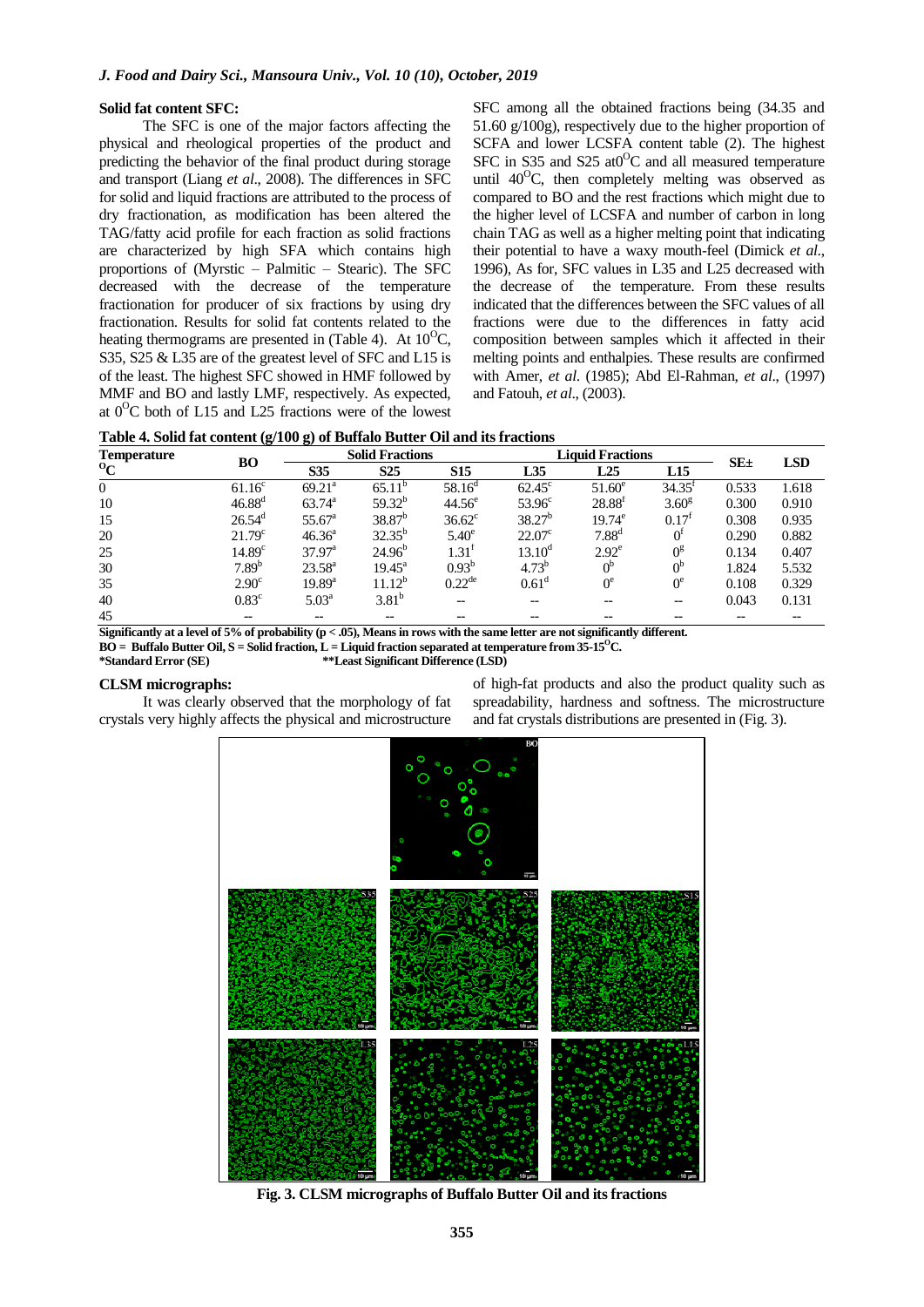### Solid fat content SFC:

The SFC is one of the major factors affecting the physical and rheological properties of the product and predicting the behavior of the final product during storage and transport (Liang *et al*., 2008). The differences in SFC for solid and liquid fractions are attributed to the process of dry fractionation, as modification has been altered the TAG/fatty acid profile for each fraction as solid fractions are characterized by high SFA which contains high proportions of (Myrstic – Palmitic – Stearic). The SFC decreased with the decrease of the temperature fractionation for producer of six fractions by using dry fractionation. Results for solid fat contents related to the heating thermograms are presented in (Table 4). At 10$^{O}$C, S35, S25 & L35 are of the greatest level of SFC and L15 is of the least. The highest SFC showed in HMF followed by MMF and BO and lastly LMF, respectively. As expected, at 0$^{O}$C both of L15 and L25 fractions were of the lowest SFC among all the obtained fractions being (34.35 and 51.60 g/100g), respectively due to the higher proportion of SCFA and lower LCSFA content table (2). The highest SFC in S35 and S25 at0$^{O}$C and all measured temperature until 40$^{O}$C, then completely melting was observed as compared to BO and the rest fractions which might due to the higher level of LCSFA and number of carbon in long chain TAG as well as a higher melting point that indicating their potential to have a waxy mouth-feel (Dimick *et al*., 1996), As for, SFC values in L35 and L25 decreased with the decrease of the temperature. From these results indicated that the differences between the SFC values of all fractions were due to the differences in fatty acid composition between samples which it affected in their melting points and enthalpies. These results are confirmed with Amer, *et al*. (1985); Abd El-Rahman, *et al*., (1997) and Fatouh, *et al*., (2003).

**Table 4. Solid fat content (g/100 g) of Buffalo Butter Oil and its fractions**

| Temperature $^{O}$C | BO | Solid Fractions | | | Liquid Fractions | | | SE± | LSD |
|---|---|---|---|---|---|---|---|---|---|
| | | S35 | S25 | S15 | L35 | L25 | L15 | | |
| 0 | 61.16$^{c}$ | 69.21$^{a}$ | 65.11$^{b}$ | 58.16$^{d}$ | 62.45$^{c}$ | 51.60$^{e}$ | 34.35$^{f}$ | 0.533 | 1.618 |
| 10 | 46.88$^{d}$ | 63.74$^{a}$ | 59.32$^{b}$ | 44.56$^{e}$ | 53.96$^{c}$ | 28.88$^{f}$ | 3.60$^{g}$ | 0.300 | 0.910 |
| 15 | 26.54$^{d}$ | 55.67$^{a}$ | 38.87$^{b}$ | 36.62$^{c}$ | 38.27$^{b}$ | 19.74$^{e}$ | 0.17$^{f}$ | 0.308 | 0.935 |
| 20 | 21.79$^{c}$ | 46.36$^{a}$ | 32.35$^{b}$ | 5.40$^{e}$ | 22.07$^{c}$ | 7.88$^{d}$ | 0$^{f}$ | 0.290 | 0.882 |
| 25 | 14.89$^{c}$ | 37.97$^{a}$ | 24.96$^{b}$ | 1.31$^{f}$ | 13.10$^{d}$ | 2.92$^{e}$ | 0$^{g}$ | 0.134 | 0.407 |
| 30 | 7.89$^{b}$ | 23.58$^{a}$ | 19.45$^{a}$ | 0.93$^{b}$ | 4.73$^{b}$ | 0$^{b}$ | 0$^{b}$ | 1.824 | 5.532 |
| 35 | 2.90$^{c}$ | 19.89$^{a}$ | 11.12$^{b}$ | 0.22$^{de}$ | 0.61$^{d}$ | 0$^{e}$ | 0$^{e}$ | 0.108 | 0.329 |
| 40 | 0.83$^{c}$ | 5.03$^{a}$ | 3.81$^{b}$ | -- | -- | -- | -- | 0.043 | 0.131 |
| 45 | -- | -- | -- | -- | -- | -- | -- | -- | -- |

**Significantly at a level of 5% of probability (p < .05), Means in rows with the same letter are not significantly different.**
**BO = Buffalo Butter Oil, S = Solid fraction, L = Liquid fraction separated at temperature from 35-15$^{O}$C.**
**\*Standard Error (SE) \*\*Least Significant Difference (LSD)**

### CLSM micrographs:

It was clearly observed that the morphology of fat crystals very highly affects the physical and microstructure of high-fat products and also the product quality such as spreadability, hardness and softness. The microstructure and fat crystals distributions are presented in (Fig. 3).

**Fig. 3. CLSM micrographs of Buffalo Butter Oil and its fractions**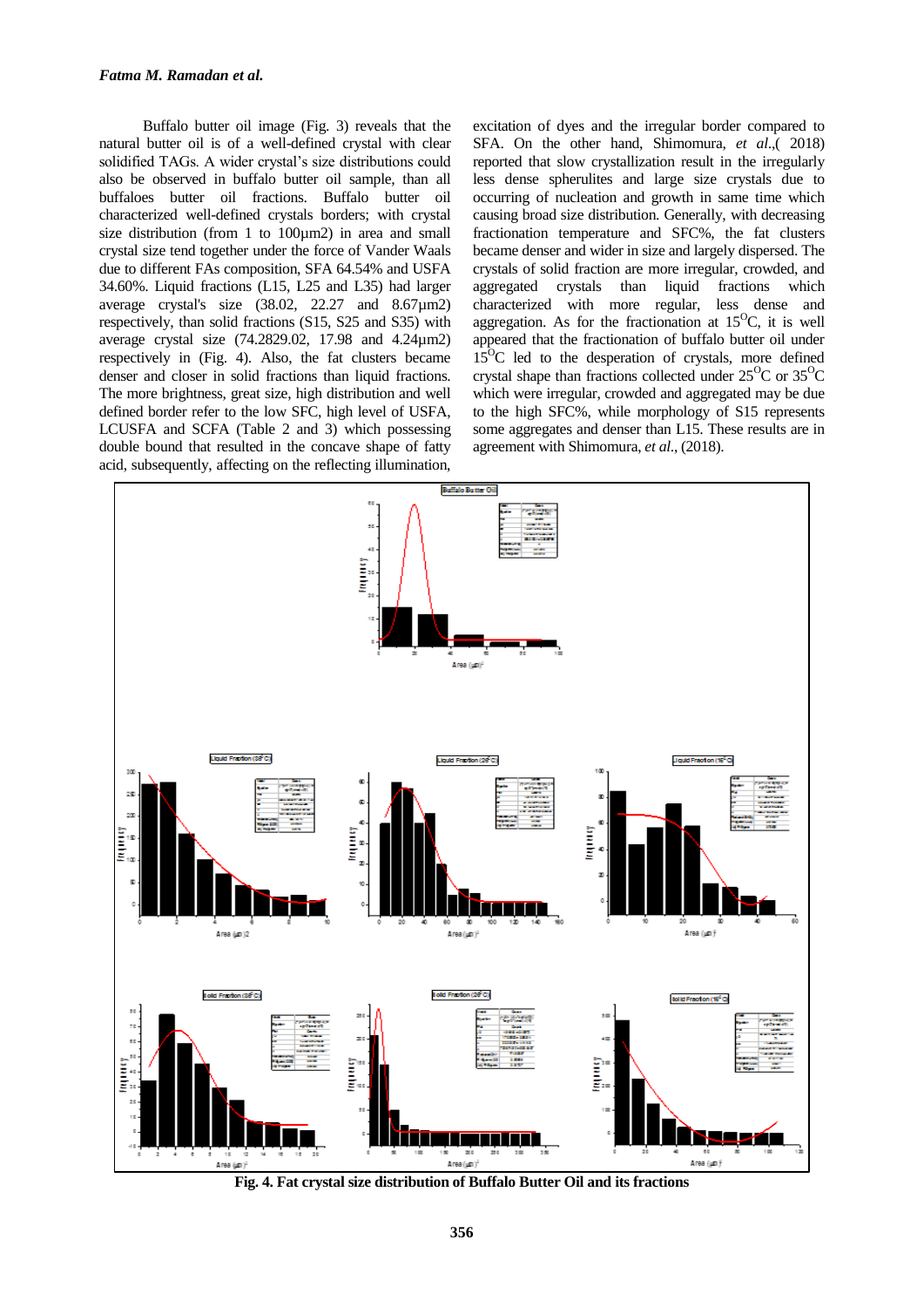Buffalo butter oil image (Fig. 3) reveals that the natural butter oil is of a well-defined crystal with clear solidified TAGs. A wider crystal's size distributions could also be observed in buffalo butter oil sample, than all buffaloes butter oil fractions. Buffalo butter oil characterized well-defined crystals borders; with crystal size distribution (from 1 to 100µm2) in area and small crystal size tend together under the force of Vander Waals due to different FAs composition, SFA 64.54% and USFA 34.60%. Liquid fractions (L15, L25 and L35) had larger average crystal's size (38.02, 22.27 and 8.67µm2) respectively, than solid fractions (S15, S25 and S35) with average crystal size (74.2829.02, 17.98 and 4.24µm2) respectively in (Fig. 4). Also, the fat clusters became denser and closer in solid fractions than liquid fractions. The more brightness, great size, high distribution and well defined border refer to the low SFC, high level of USFA, LCUSFA and SCFA (Table 2 and 3) which possessing double bound that resulted in the concave shape of fatty acid, subsequently, affecting on the reflecting illumination, excitation of dyes and the irregular border compared to SFA. On the other hand, Shimomura, *et al*.,( 2018) reported that slow crystallization result in the irregularly less dense spherulites and large size crystals due to occurring of nucleation and growth in same time which causing broad size distribution. Generally, with decreasing fractionation temperature and SFC%, the fat clusters became denser and wider in size and largely dispersed. The crystals of solid fraction are more irregular, crowded, and aggregated crystals than liquid fractions which characterized with more regular, less dense and aggregation. As for the fractionation at 15$^{O}$C, it is well appeared that the fractionation of buffalo butter oil under 15$^{O}$C led to the desperation of crystals, more defined crystal shape than fractions collected under 25$^{O}$C or 35$^{O}$C which were irregular, crowded and aggregated may be due to the high SFC%, while morphology of S15 represents some aggregates and denser than L15. These results are in agreement with Shimomura, *et al*., (2018).

**Fig. 4. Fat crystal size distribution of Buffalo Butter Oil and its fractions**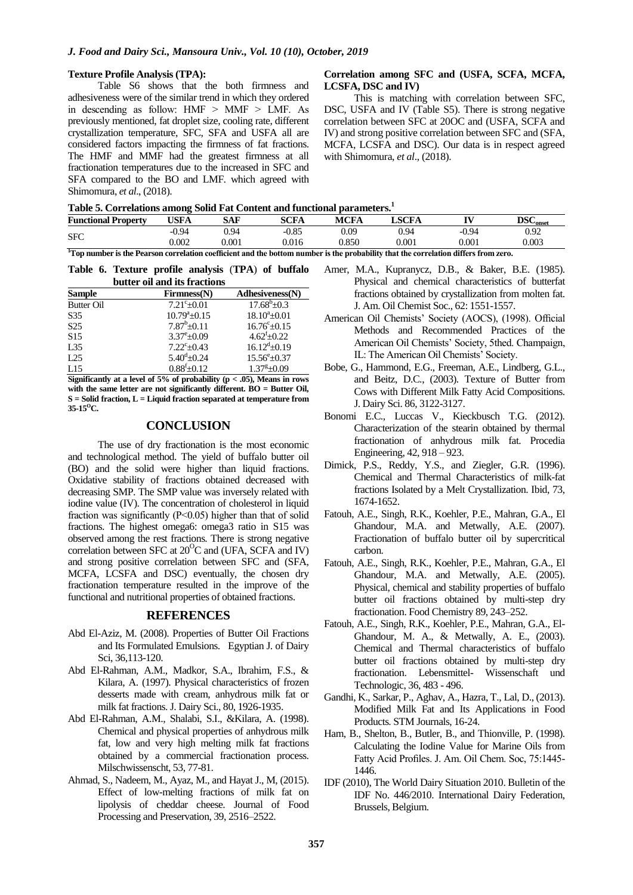### Texture Profile Analysis (TPA):

Table S6 shows that the both firmness and adhesiveness were of the similar trend in which they ordered in descending as follow: HMF > MMF > LMF. As previously mentioned, fat droplet size, cooling rate, different crystallization temperature, SFC, SFA and USFA all are considered factors impacting the firmness of fat fractions. The HMF and MMF had the greatest firmness at all fractionation temperatures due to the increased in SFC and SFA compared to the BO and LMF. which agreed with Shimomura, *et al*., (2018).

### Correlation among SFC and (USFA, SCFA, MCFA, LCSFA, DSC and IV)

This is matching with correlation between SFC, DSC, USFA and IV (Table S5). There is strong negative correlation between SFC at 20OC and (USFA, SCFA and IV) and strong positive correlation between SFC and (SFA, MCFA, LCSFA and DSC). Our data is in respect agreed with Shimomura, *et al*., (2018).

**Table 5. Correlations among Solid Fat Content and functional parameters.[1]**

| Functional Property | USFA | SAF | SCFA | MCFA | LSCFA | IV | $DSC_{onset}$ |
|---|---|---|---|---|---|---|---|
| SFC | -0.94 | 0.94 | -0.85 | 0.09 | 0.94 | -0.94 | 0.92 |
| | 0.002 | 0.001 | 0.016 | 0.850 | 0.001 | 0.001 | 0.003 |

**[1]Top number is the Pearson correlation coefficient and the bottom number is the probability that the correlation differs from zero.**

**Table 6. Texture profile analysis (TPA) of buffalo butter oil and its fractions**

| Sample | Firmness(N) | Adhesiveness(N) |
|---|---|---|
| Butter Oil | $7.21^{c}±0.01$ | $17.68^{b}±0.3$ |
| S35 | $10.79^{a}±0.15$ | $18.10^{a}±0.01$ |
| S25 | $7.87^{b}±0.11$ | $16.76^{c}±0.15$ |
| S15 | $3.37^{e}±0.09$ | $4.62^{f}±0.22$ |
| L35 | $7.22^{c}±0.43$ | $16.12^{d}±0.19$ |
| L25 | $5.40^{d}±0.24$ | $15.56^{e}±0.37$ |
| L15 | $0.88^{f}±0.12$ | $1.37^{g}±0.09$ |

**Significantly at a level of 5% of probability ($p < .05$), Means in rows with the same letter are not significantly different. BO = Butter Oil, S = Solid fraction, L = Liquid fraction separated at temperature from 35-15$^{O}$C.**

## CONCLUSION

The use of dry fractionation is the most economic and technological method. The yield of buffalo butter oil (BO) and the solid were higher than liquid fractions. Oxidative stability of fractions obtained decreased with decreasing SMP. The SMP value was inversely related with iodine value (IV). The concentration of cholesterol in liquid fraction was significantly ($P<0.05$) higher than that of solid fractions. The highest omega6: omega3 ratio in S15 was observed among the rest fractions. There is strong negative correlation between SFC at 20$^{O}$C and (UFA, SCFA and IV) and strong positive correlation between SFC and (SFA, MCFA, LCSFA and DSC) eventually, the chosen dry fractionation temperature resulted in the improve of the functional and nutritional properties of obtained fractions.

## REFERENCES

Abd El-Aziz, M. (2008). Properties of Butter Oil Fractions and Its Formulated Emulsions. Egyptian J. of Dairy Sci, 36,113-120.

Abd El-Rahman, A.M., Madkor, S.A., Ibrahim, F.S., & Kilara, A. (1997). Physical characteristics of frozen desserts made with cream, anhydrous milk fat or milk fat fractions. J. Dairy Sci., 80, 1926-1935.

Abd El-Rahman, A.M., Shalabi, S.I., &Kilara, A. (1998). Chemical and physical properties of anhydrous milk fat, low and very high melting milk fat fractions obtained by a commercial fractionation process. Milschwissenscht, 53, 77-81.

Ahmad, S., Nadeem, M., Ayaz, M., and Hayat J., M, (2015). Effect of low-melting fractions of milk fat on lipolysis of cheddar cheese. Journal of Food Processing and Preservation, 39, 2516–2522.

Amer, M.A., Kupranycz, D.B., & Baker, B.E. (1985). Physical and chemical characteristics of butterfat fractions obtained by crystallization from molten fat. J. Am. Oil Chemist Soc., 62: 1551-1557.

American Oil Chemists' Society (AOCS), (1998). Official Methods and Recommended Practices of the American Oil Chemists' Society, 5thed. Champaign, IL: The American Oil Chemists' Society.

Bobe, G., Hammond, E.G., Freeman, A.E., Lindberg, G.L., and Beitz, D.C., (2003). Texture of Butter from Cows with Different Milk Fatty Acid Compositions. J. Dairy Sci. 86, 3122-3127.

Bonomi E.C., Luccas V., Kieckbusch T.G. (2012). Characterization of the stearin obtained by thermal fractionation of anhydrous milk fat. Procedia Engineering, 42, 918 – 923.

Dimick, P.S., Reddy, Y.S., and Ziegler, G.R. (1996). Chemical and Thermal Characteristics of milk-fat fractions Isolated by a Melt Crystallization. Ibid, 73, 1674-1652.

Fatouh, A.E., Singh, R.K., Koehler, P.E., Mahran, G.A., El Ghandour, M.A. and Metwally, A.E. (2007). Fractionation of buffalo butter oil by supercritical carbon.

Fatouh, A.E., Singh, R.K., Koehler, P.E., Mahran, G.A., El Ghandour, M.A. and Metwally, A.E. (2005). Physical, chemical and stability properties of buffalo butter oil fractions obtained by multi-step dry fractionation. Food Chemistry 89, 243–252.

Fatouh, A.E., Singh, R.K., Koehler, P.E., Mahran, G.A., El-Ghandour, M. A., & Metwally, A. E., (2003). Chemical and Thermal characteristics of buffalo butter oil fractions obtained by multi-step dry fractionation. Lebensmittel- Wissenschaft und Technologic, 36, 483 - 496.

Gandhi, K., Sarkar, P., Aghav, A., Hazra, T., Lal, D., (2013). Modified Milk Fat and Its Applications in Food Products. STM Journals, 16-24.

Ham, B., Shelton, B., Butler, B., and Thionville, P. (1998). Calculating the Iodine Value for Marine Oils from Fatty Acid Profiles. J. Am. Oil Chem. Soc, 75:1445-1446.

IDF (2010), The World Dairy Situation 2010. Bulletin of the IDF No. 446/2010. International Dairy Federation, Brussels, Belgium.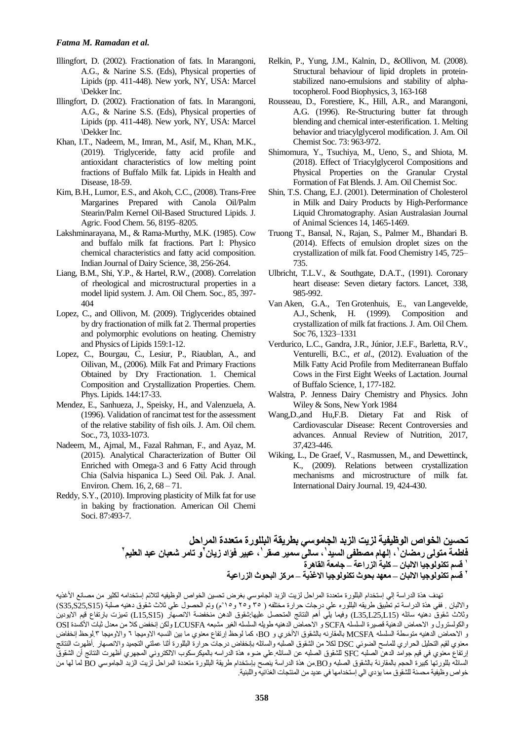Illingfort, D. (2002). Fractionation of fats. In Marangoni, A.G., & Narine S.S. (Eds), Physical properties of Lipids (pp. 411-448). New york, NY, USA: Marcel \Dekker Inc.

Illingfort, D. (2002). Fractionation of fats. In Marangoni, A.G., & Narine S.S. (Eds), Physical properties of Lipids (pp. 411-448). New york, NY, USA: Marcel \Dekker Inc.

Khan, I.T., Nadeem, M., Imran, M., Asif, M., Khan, M.K., (2019). Triglyceride, fatty acid profile and antioxidant characteristics of low melting point fractions of Buffalo Milk fat. Lipids in Health and Disease, 18-59.

Kim, B.H., Lumor, E.S., and Akoh, C.C., (2008). Trans-Free Margarines Prepared with Canola Oil/Palm Stearin/Palm Kernel Oil-Based Structured Lipids. J. Agric. Food Chem. 56, 8195–8205.

Lakshminarayana, M., & Rama-Murthy, M.K. (1985). Cow and buffalo milk fat fractions. Part I: Physico chemical characteristics and fatty acid composition. Indian Journal of Dairy Science, 38, 256-264.

Liang, B.M., Shi, Y.P., & Hartel, R.W., (2008). Correlation of rheological and microstructural properties in a model lipid system. J. Am. Oil Chem. Soc., 85, 397-404

Lopez, C., and Ollivon, M. (2009). Triglycerides obtained by dry fractionation of milk fat 2. Thermal properties and polymorphic evolutions on heating. Chemistry and Physics of Lipids 159:1-12.

Lopez, C., Bourgau, C., Lesiur, P., Riaublan, A., and Oilivan, M., (2006). Milk Fat and Primary Fractions Obtained by Dry Fractionation. 1. Chemical Composition and Crystallization Properties. Chem. Phys. Lipids. 144:17-33.

Mendez, E., Sanhueza, J., Speisky, H., and Valenzuela, A. (1996). Validation of rancimat test for the assessment of the relative stability of fish oils. J. Am. Oil chem. Soc., 73, 1033-1073.

Nadeem, M., Ajmal, M., Fazal Rahman, F., and Ayaz, M. (2015). Analytical Characterization of Butter Oil Enriched with Omega-3 and 6 Fatty Acid through Chia (Salvia hispanica L.) Seed Oil. Pak. J. Anal. Environ. Chem. 16, 2, 68 – 71.

Reddy, S.Y., (2010). Improving plasticity of Milk fat for use in baking by fractionation. American Oil Chemi Soci. 87:493-7.

Relkin, P., Yung, J.M., Kalnin, D., &Ollivon, M. (2008). Structural behaviour of lipid droplets in protein-stabilized nano-emulsions and stability of alpha-tocopherol. Food Biophysics, 3, 163-168

Rousseau, D., Forestiere, K., Hill, A.R., and Marangoni, A.G. (1996). Re-Structuring butter fat through blending and chemical inter-esterification. 1. Melting behavior and triacylglycerol modification. J. Am. Oil Chemist Soc. 73: 963-972.

Shimomura, Y., Tsuchiya, M., Ueno, S., and Shiota, M. (2018). Effect of Triacylglycerol Compositions and Physical Properties on the Granular Crystal Formation of Fat Blends. J. Am. Oil Chemist Soc.

Shin, T.S. Chang, E.J. (2001). Determination of Cholesterol in Milk and Dairy Products by High-Performance Liquid Chromatography. Asian Australasian Journal of Animal Sciences 14, 1465-1469.

Truong T., Bansal, N., Rajan, S., Palmer M., Bhandari B. (2014). Effects of emulsion droplet sizes on the crystallization of milk fat. Food Chemistry 145, 725–735.

Ulbricht, T.L.V., & Southgate, D.A.T., (1991). Coronary heart disease: Seven dietary factors. Lancet, 338, 985-992.

Van Aken, G.A., Ten Grotenhuis, E., van Langevelde, A.J., Schenk, H. (1999). Composition and crystallization of milk fat fractions. J. Am. Oil Chem. Soc 76, 1323–1331

Verdurico, L.C., Gandra, J.R., Júnior, J.E.F., Barletta, R.V., Venturelli, B.C., *et al*., (2012). Evaluation of the Milk Fatty Acid Profile from Mediterranean Buffalo Cows in the First Eight Weeks of Lactation. Journal of Buffalo Science, 1, 177-182.

Walstra, P. Jenness Dairy Chemistry and Physics. John Wiley & Sons, New York 1984

Wang,D.,and Hu,F.B. Dietary Fat and Risk of Cardiovascular Disease: Recent Controversies and advances. Annual Review of Nutrition, 2017, 37,423-446.

Wiking, L., De Graef, V., Rasmussen, M., and Dewettinck, K., (2009). Relations between crystallization mechanisms and microstructure of milk fat. International Dairy Journal. 19, 424-430.

## تحسين الخواص الوظيفية لزيت الزبد الجاموسي بطريقة البللورة متعددة المراحل

**فاطمة متولى رمضان[1] ، إلهام مصطفى السيد[1] ، سالى سمير صقر[1] ، عبير فؤاد زيان[2]و تامر شعبان عبد العليم[2]**

**[1] قسم تكنولوجيا الالبان – كلية الزراعة – جامعة القاهرة**

**[2] قسم تكنولوجيا الالبان – معهد بحوث تكنولوجيا الاغذية – مركز البحوث الزراعية**

تهدف هذة الدراسة إلي إستخدام البللورة متعددة المراحل لزيت الزبد الجاموسي بغرض تحسين الخواص الوظيفيه لتلائم إستخدامه لكثير من مصانع الأغذيه والالبان . ففي هذة الدراسة تم تطبيق طريقه البللوره علي درجات حراره مختلفه ( ٣٥ و٢٥ و١٥°م) وتم الحصول علي ثلاث شقوق دهنيه صلبة (S35,S25,S15) وثلاث شقوق دهنيه سائله (L35,L25,L15) وفيما يلي أهم النتائج المتحصل عليها:شقوق الدهن منخفضة الانصهار (L15,S15) تميزت بارتفاع قيم الايودين والكولسترول و الاحماض الدهنية قصيرة السلسله SCFA و الاحماض الدهنيه طويله السلسله الغير مشبعه LCUSFA ولكن إنخفض كلا من معدل ثبات الأكسدة OSI و الاحماض الدهنيه متوسطة السلسله MCSFA بالمقارنه بالشقوق الأخري و BO، كما لوحظ إرتفاع معنوي ما بين النسبه الاوميجا ٦ والاوميجا ٣ .لوحظ إنخفاض معنوي لقيم التحليل الحراري للماسح الضوئي DSC لكلا من الشقوق الصلبه والسائله بإنخفاض درجات حرارة البللورة أثنا عملتي التجميد والانصهار .أظهرت النتائج إرتفاع معنوي في قيم جوامد الدهن الصلبه SFC للشقوق الصلبه عن السائله.علي ضوء هذة الدراسه بالميكرسكوب الالكتروني المجهري أظهرت النتائج أن الشقوق السائله بللورتها كبيرة الحجم بالمقارنة بالشقوق الصلبه وBO.من هذة الدراسة ينصح بإستخدام طريقة البللورة متعددة المراحل لزيت الزبد الجاموسي BO لما لها من خواص وظيفية محسنة للشقوق مما يؤدي الي إستخدامها في عديد من المنتجات الغذائيه واللبنية.